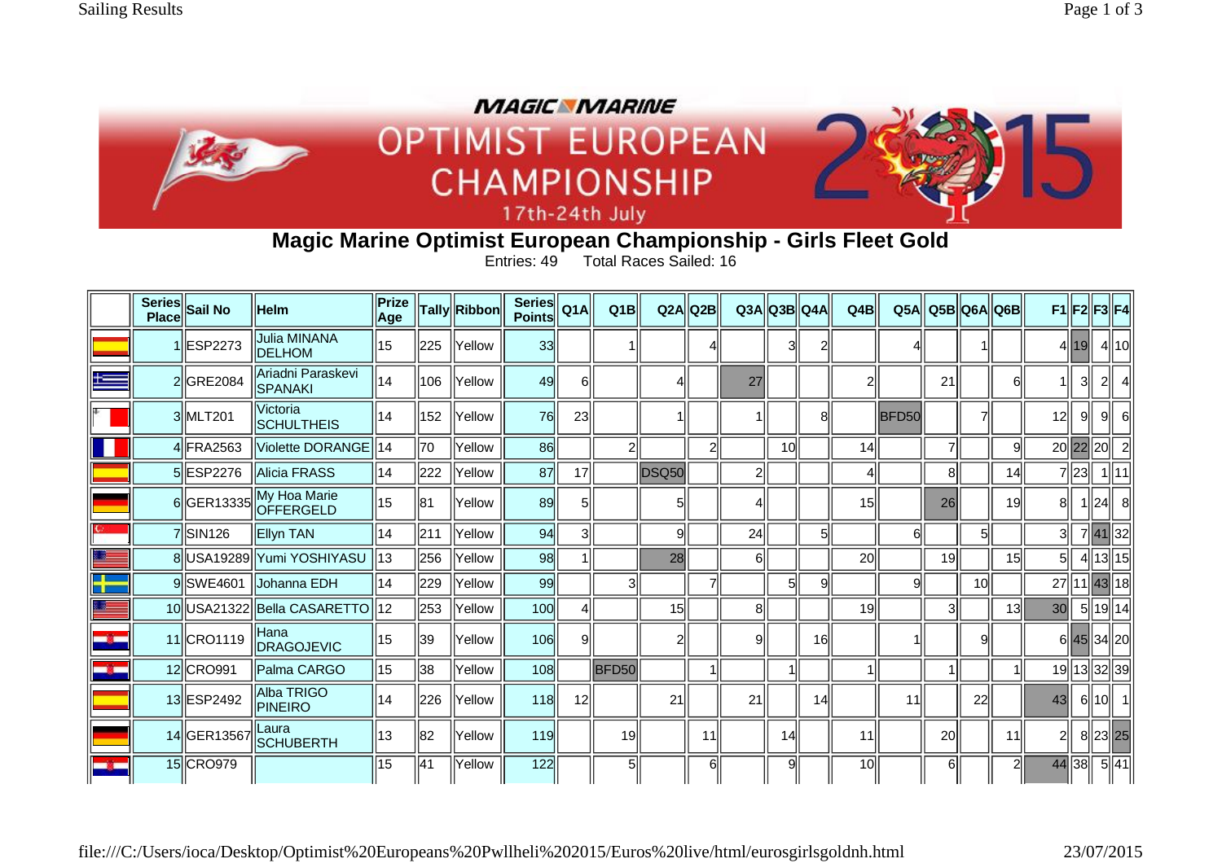# Magic Marine Optimist European Championship - Girls Fleet Gold

Entries: 49  Total Races Sailed: 16

| | Series Place | Sail No | Helm | Prize Age | Tally | Ribbon | Series Points | Q1A | Q1B | Q2A | Q2B | Q3A | Q3B | Q4A | Q4B | Q5A | Q5B | Q6A | Q6B | F1 | F2 | F3 | F4 |
|---|---|---|---|---|---|---|---|---|---|---|---|---|---|---|---|---|---|---|---|---|---|---|---|
| | 1 | ESP2273 | Julia MINANA DELHOM | 15 | 225 | Yellow | 33 | | 1 | | 4 | | 3 | 2 | | 4 | | 1 | | 4 | 19 | 4 | 10 |
| | 2 | GRE2084 | Ariadni Paraskevi SPANAKI | 14 | 106 | Yellow | 49 | 6 | | 4 | | 27 | | | 2 | | 21 | | 6 | 1 | 3 | 2 | 4 |
| | 3 | MLT201 | Victoria SCHULTHEIS | 14 | 152 | Yellow | 76 | 23 | | 1 | | 1 | | 8 | | BFD50 | | 7 | | 12 | 9 | 9 | 6 |
| | 4 | FRA2563 | Violette DORANGE | 14 | 70 | Yellow | 86 | | 2 | | 2 | | 10 | | 14 | | 7 | | 9 | 20 | 22 | 20 | 2 |
| | 5 | ESP2276 | Alicia FRASS | 14 | 222 | Yellow | 87 | 17 | | DSQ50 | | 2 | | | 4 | | 8 | | 14 | 7 | 23 | 1 | 11 |
| | 6 | GER13335 | My Hoa Marie OFFERGELD | 15 | 81 | Yellow | 89 | 5 | | 5 | | 4 | | | 15 | | 26 | | 19 | 8 | 1 | 24 | 8 |
| | 7 | SIN126 | Ellyn TAN | 14 | 211 | Yellow | 94 | 3 | | 9 | | 24 | | 5 | | 6 | | 5 | | 3 | 7 | 41 | 32 |
| | 8 | USA19289 | Yumi YOSHIYASU | 13 | 256 | Yellow | 98 | 1 | | 28 | | 6 | | | 20 | | 19 | | 15 | 5 | 4 | 13 | 15 |
| | 9 | SWE4601 | Johanna EDH | 14 | 229 | Yellow | 99 | | 3 | | 7 | | 5 | 9 | | 9 | | 10 | | 27 | 11 | 43 | 18 |
| | 10 | USA21322 | Bella CASARETTO | 12 | 253 | Yellow | 100 | 4 | | 15 | | 8 | | | 19 | | 3 | | 13 | 30 | 5 | 19 | 14 |
| | 11 | CRO1119 | Hana DRAGOJEVIC | 15 | 39 | Yellow | 106 | 9 | | 2 | | 9 | | 16 | | 1 | | 9 | | 6 | 45 | 34 | 20 |
| | 12 | CRO991 | Palma CARGO | 15 | 38 | Yellow | 108 | | BFD50 | | 1 | | 1 | | 1 | | 1 | | 1 | 19 | 13 | 32 | 39 |
| | 13 | ESP2492 | Alba TRIGO PINEIRO | 14 | 226 | Yellow | 118 | 12 | | 21 | | 21 | | 14 | | 11 | | 22 | | 43 | 6 | 10 | 1 |
| | 14 | GER13567 | Laura SCHUBERTH | 13 | 82 | Yellow | 119 | | 19 | | 11 | | 14 | | 11 | | 20 | | 11 | 2 | 8 | 23 | 25 |
| | 15 | CRO979 | | 15 | 41 | Yellow | 122 | | 5 | | 6 | | 9 | | 10 | | 6 | | 2 | 44 | 38 | 5 | 41 |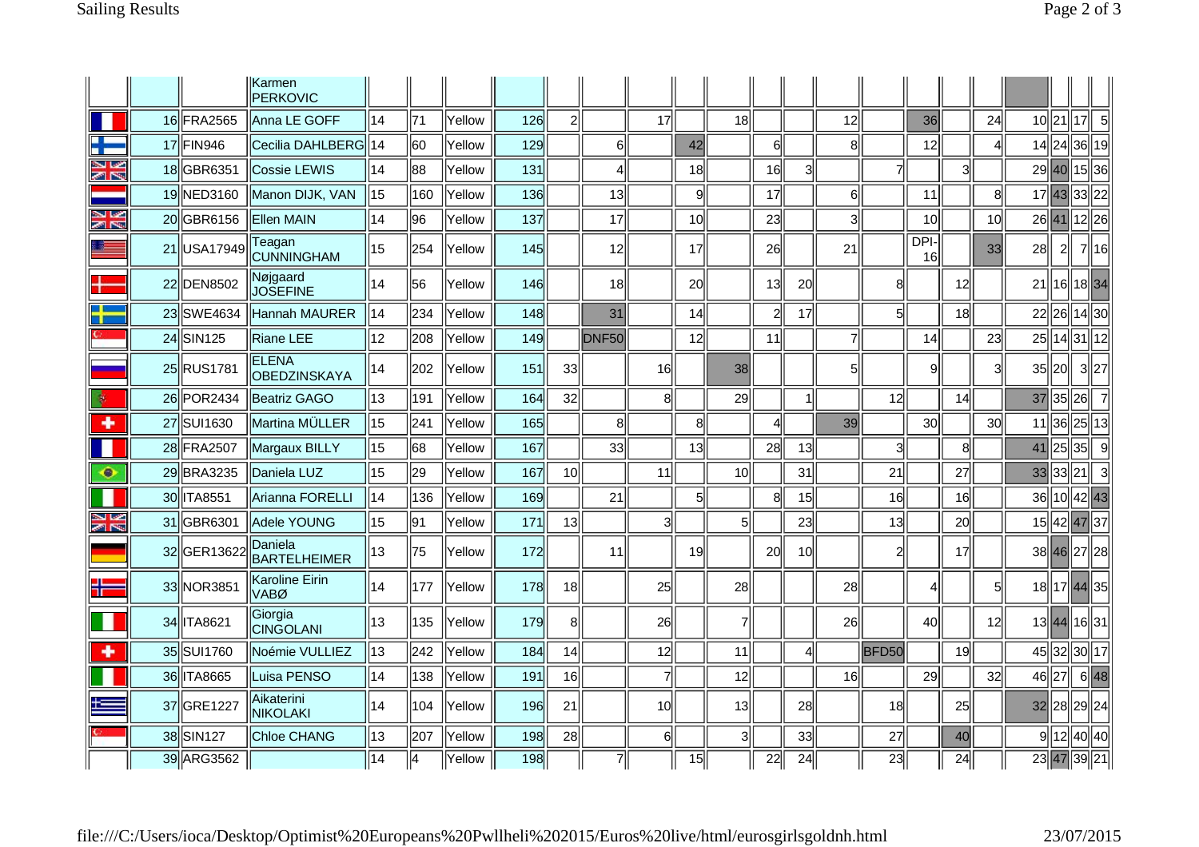| | | | | | | | | | | | | | | | | | | | | | | | |
|---|---|---|---|---|---|---|---|---|---|---|---|---|---|---|---|---|---|---|---|---|---|---|---|
| | | | Karmen PERKOVIC | | | | | | | | | | | | | | | | | | | | |
| | 16 | FRA2565 | Anna LE GOFF | 14 | 71 | Yellow | 126 | 2 | | 17 | | 18 | | | 12 | | 36 | | 24 | 10 | 21 | 17 | 5 |
| | 17 | FIN946 | Cecilia DAHLBERG | 14 | 60 | Yellow | 129 | | 6 | | 42 | | 6 | | 8 | | 12 | | 4 | 14 | 24 | 36 | 19 |
| | 18 | GBR6351 | Cossie LEWIS | 14 | 88 | Yellow | 131 | | 4 | | 18 | | 16 | 3 | | 7 | | 3 | | 29 | 40 | 15 | 36 |
| | 19 | NED3160 | Manon DIJK, VAN | 15 | 160 | Yellow | 136 | | 13 | | 9 | | 17 | | 6 | | 11 | | 8 | 17 | 43 | 33 | 22 |
| | 20 | GBR6156 | Ellen MAIN | 14 | 96 | Yellow | 137 | | 17 | | 10 | | 23 | | 3 | | 10 | | 10 | 26 | 41 | 12 | 26 |
| | 21 | USA17949 | Teagan CUNNINGHAM | 15 | 254 | Yellow | 145 | | 12 | | 17 | | 26 | | 21 | | DPI-16 | | 33 | 28 | 2 | 7 | 16 |
| | 22 | DEN8502 | Nøjgaard JOSEFINE | 14 | 56 | Yellow | 146 | | 18 | | 20 | | 13 | 20 | | 8 | | 12 | | 21 | 16 | 18 | 34 |
| | 23 | SWE4634 | Hannah MAURER | 14 | 234 | Yellow | 148 | | 31 | | 14 | | 2 | 17 | | 5 | | 18 | | 22 | 26 | 14 | 30 |
| | 24 | SIN125 | Riane LEE | 12 | 208 | Yellow | 149 | | DNF50 | | 12 | | 11 | | 7 | | 14 | | 23 | 25 | 14 | 31 | 12 |
| | 25 | RUS1781 | ELENA OBEDZINSKAYA | 14 | 202 | Yellow | 151 | 33 | | 16 | | 38 | | | 5 | | 9 | | 3 | 35 | 20 | 3 | 27 |
| | 26 | POR2434 | Beatriz GAGO | 13 | 191 | Yellow | 164 | 32 | | 8 | | 29 | | 1 | | 12 | | 14 | | 37 | 35 | 26 | 7 |
| | 27 | SUI1630 | Martina MÜLLER | 15 | 241 | Yellow | 165 | | 8 | | 8 | | 4 | | 39 | | 30 | | 30 | 11 | 36 | 25 | 13 |
| | 28 | FRA2507 | Margaux BILLY | 15 | 68 | Yellow | 167 | | 33 | | 13 | | 28 | 13 | | 3 | | 8 | | 41 | 25 | 35 | 9 |
| | 29 | BRA3235 | Daniela LUZ | 15 | 29 | Yellow | 167 | 10 | | 11 | | 10 | | 31 | | 21 | | 27 | | 33 | 33 | 21 | 3 |
| | 30 | ITA8551 | Arianna FORELLI | 14 | 136 | Yellow | 169 | | 21 | | 5 | | 8 | 15 | | 16 | | 16 | | 36 | 10 | 42 | 43 |
| | 31 | GBR6301 | Adele YOUNG | 15 | 91 | Yellow | 171 | 13 | | 3 | | 5 | | 23 | | 13 | | 20 | | 15 | 42 | 47 | 37 |
| | 32 | GER13622 | Daniela BARTELHEIMER | 13 | 75 | Yellow | 172 | | 11 | | 19 | | 20 | 10 | | 2 | | 17 | | 38 | 46 | 27 | 28 |
| | 33 | NOR3851 | Karoline Eirin VABØ | 14 | 177 | Yellow | 178 | 18 | | 25 | | 28 | | | 28 | | 4 | | 5 | 18 | 17 | 44 | 35 |
| | 34 | ITA8621 | Giorgia CINGOLANI | 13 | 135 | Yellow | 179 | 8 | | 26 | | 7 | | | 26 | | 40 | | 12 | 13 | 44 | 16 | 31 |
| | 35 | SUI1760 | Noémie VULLIEZ | 13 | 242 | Yellow | 184 | 14 | | 12 | | 11 | | 4 | | BFD50 | | 19 | | 45 | 32 | 30 | 17 |
| | 36 | ITA8665 | Luisa PENSO | 14 | 138 | Yellow | 191 | 16 | | 7 | | 12 | | | 16 | | 29 | | 32 | 46 | 27 | 6 | 48 |
| | 37 | GRE1227 | Aikaterini NIKOLAKI | 14 | 104 | Yellow | 196 | 21 | | 10 | | 13 | | 28 | | 18 | | 25 | | 32 | 28 | 29 | 24 |
| | 38 | SIN127 | Chloe CHANG | 13 | 207 | Yellow | 198 | 28 | | 6 | | 3 | | 33 | | 27 | | 40 | | 9 | 12 | 40 | 40 |
| | 39 | ARG3562 | | 14 | 4 | Yellow | 198 | | 7 | | 15 | | 22 | 24 | | 23 | | 24 | | 23 | 47 | 39 | 21 |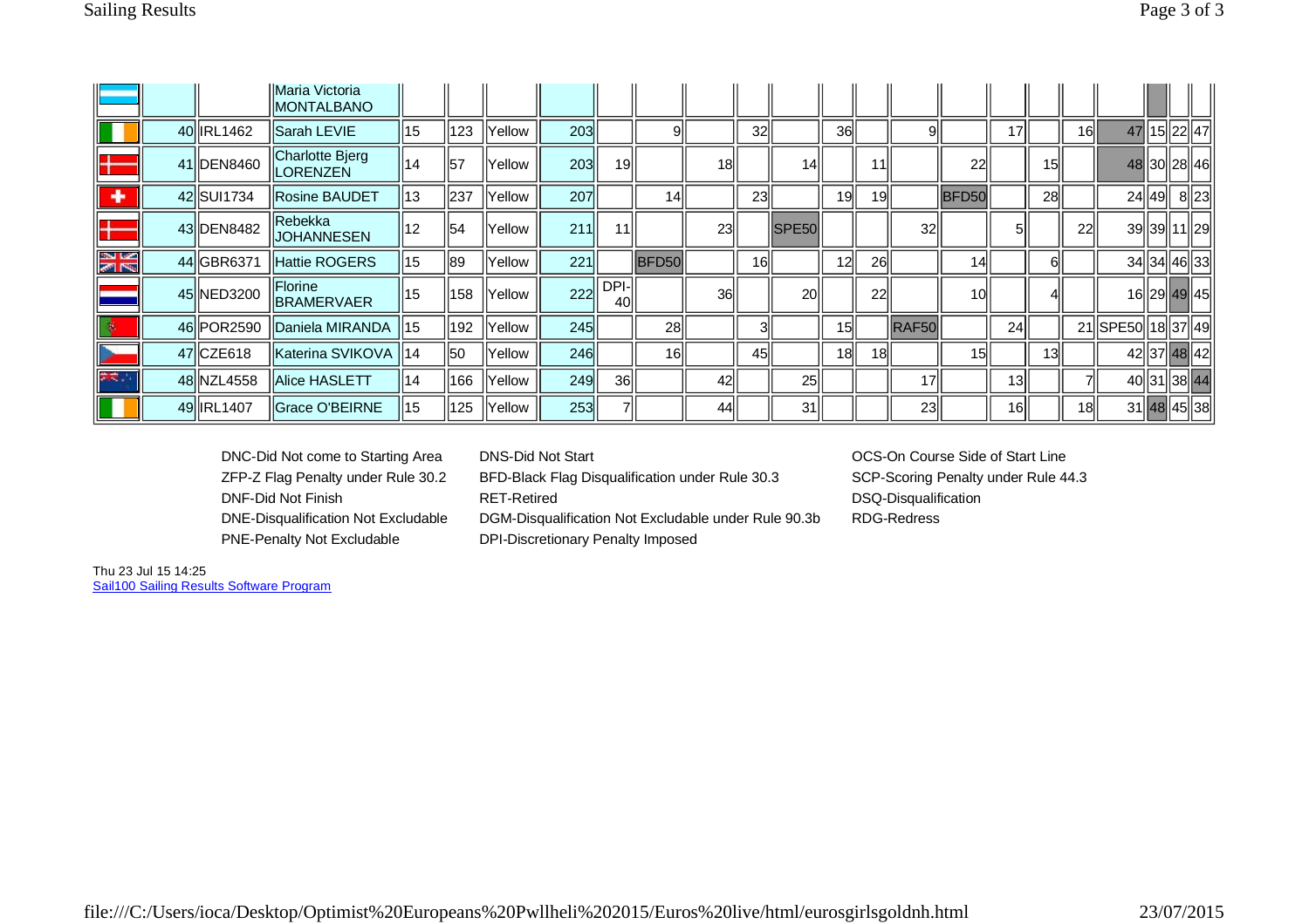| | | | | | | | | | | | | | | | | | | | | | | | |
|---|---|---|---|---|---|---|---|---|---|---|---|---|---|---|---|---|---|---|---|---|---|---|---|
| | | | Maria Victoria MONTALBANO | | | | | | | | | | | | | | | | | | | | |
| | 40 | IRL1462 | Sarah LEVIE | 15 | 123 | Yellow | 203 | | 9 | | 32 | | 36 | | 9 | | 17 | | 16 | 47 | 15 | 22 | 47 |
| | 41 | DEN8460 | Charlotte Bjerg LORENZEN | 14 | 57 | Yellow | 203 | 19 | | 18 | | 14 | | 11 | | 22 | | 15 | | 48 | 30 | 28 | 46 |
| | 42 | SUI1734 | Rosine BAUDET | 13 | 237 | Yellow | 207 | | 14 | | 23 | | 19 | 19 | | BFD50 | | 28 | | 24 | 49 | 8 | 23 |
| | 43 | DEN8482 | Rebekka JOHANNESEN | 12 | 54 | Yellow | 211 | 11 | | 23 | | SPE50 | | | 32 | | 5 | | 22 | 39 | 39 | 11 | 29 |
| | 44 | GBR6371 | Hattie ROGERS | 15 | 89 | Yellow | 221 | | BFD50 | | 16 | | 12 | 26 | | 14 | | 6 | | 34 | 34 | 46 | 33 |
| | 45 | NED3200 | Florine BRAMERVAER | 15 | 158 | Yellow | 222 | DPI-40 | | 36 | | 20 | | 22 | | 10 | | 4 | | 16 | 29 | 49 | 45 |
| | 46 | POR2590 | Daniela MIRANDA | 15 | 192 | Yellow | 245 | | 28 | | 3 | | 15 | | RAF50 | | 24 | | 21 | SPE50 | 18 | 37 | 49 |
| | 47 | CZE618 | Katerina SVIKOVA | 14 | 50 | Yellow | 246 | | 16 | | 45 | | 18 | 18 | | 15 | | 13 | | 42 | 37 | 48 | 42 |
| | 48 | NZL4558 | Alice HASLETT | 14 | 166 | Yellow | 249 | 36 | | 42 | | 25 | | | 17 | | 13 | | 7 | 40 | 31 | 38 | 44 |
| | 49 | IRL1407 | Grace O'BEIRNE | 15 | 125 | Yellow | 253 | 7 | | 44 | | 31 | | | 23 | | 16 | | 18 | 31 | 48 | 45 | 38 |

DNC-Did Not come to Starting Area
ZFP-Z Flag Penalty under Rule 30.2
DNF-Did Not Finish
DNE-Disqualification Not Excludable
PNE-Penalty Not Excludable

DNS-Did Not Start
BFD-Black Flag Disqualification under Rule 30.3
RET-Retired
DGM-Disqualification Not Excludable under Rule 90.3b
DPI-Discretionary Penalty Imposed

OCS-On Course Side of Start Line
SCP-Scoring Penalty under Rule 44.3
DSQ-Disqualification
RDG-Redress

Thu 23 Jul 15 14:25
Sail100 Sailing Results Software Program